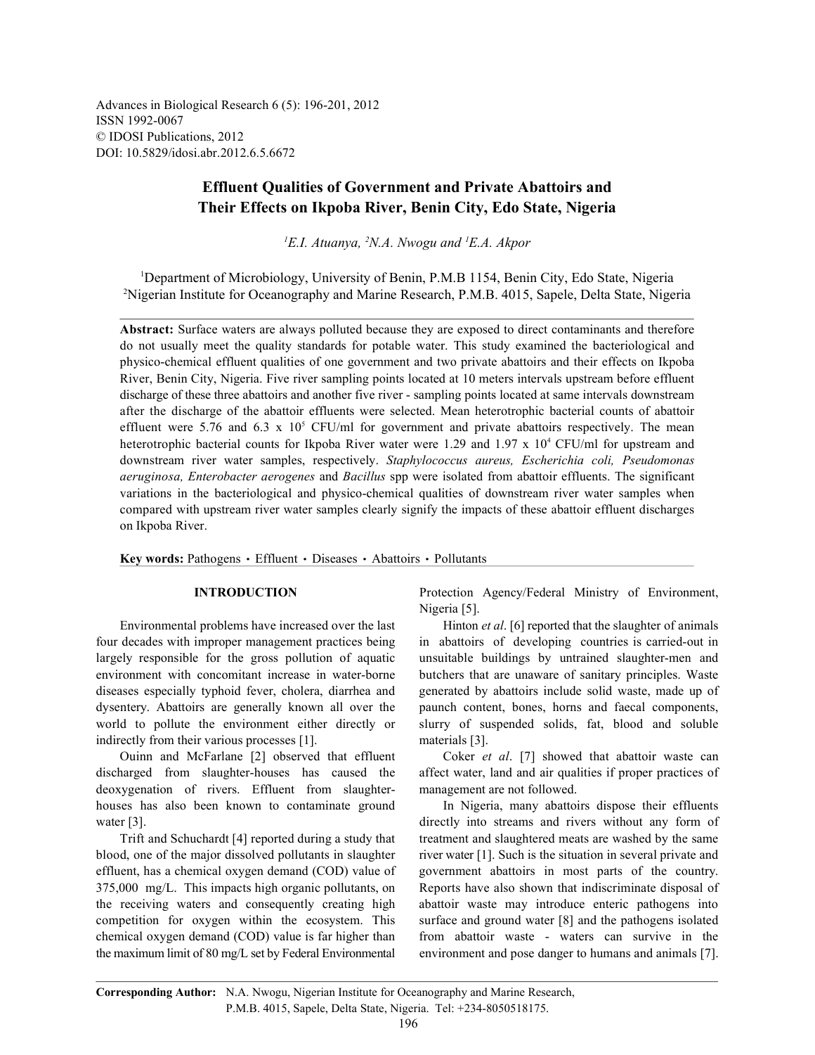Advances in Biological Research 6 (5): 196-201, 2012
ISSN 1992-0067
© IDOSI Publications, 2012
DOI: 10.5829/idosi.abr.2012.6.5.6672

# Effluent Qualities of Government and Private Abattoirs and Their Effects on Ikpoba River, Benin City, Edo State, Nigeria

[1]E.I. Atuanya, [2]N.A. Nwogu and [1]E.A. Akpor

[1]Department of Microbiology, University of Benin, P.M.B 1154, Benin City, Edo State, Nigeria
[2]Nigerian Institute for Oceanography and Marine Research, P.M.B. 4015, Sapele, Delta State, Nigeria

**Abstract:** Surface waters are always polluted because they are exposed to direct contaminants and therefore do not usually meet the quality standards for potable water. This study examined the bacteriological and physico-chemical effluent qualities of one government and two private abattoirs and their effects on Ikpoba River, Benin City, Nigeria. Five river sampling points located at 10 meters intervals upstream before effluent discharge of these three abattoirs and another five river - sampling points located at same intervals downstream after the discharge of the abattoir effluents were selected. Mean heterotrophic bacterial counts of abattoir effluent were 5.76 and 6.3 x $10^5$ CFU/ml for government and private abattoirs respectively. The mean heterotrophic bacterial counts for Ikpoba River water were 1.29 and 1.97 x $10^4$ CFU/ml for upstream and downstream river water samples, respectively. *Staphylococcus aureus, Escherichia coli, Pseudomonas aeruginosa, Enterobacter aerogenes* and *Bacillus* spp were isolated from abattoir effluents. The significant variations in the bacteriological and physico-chemical qualities of downstream river water samples when compared with upstream river water samples clearly signify the impacts of these abattoir effluent discharges on Ikpoba River.

**Key words:** Pathogens • Effluent • Diseases • Abattoirs • Pollutants

## INTRODUCTION

Environmental problems have increased over the last four decades with improper management practices being largely responsible for the gross pollution of aquatic environment with concomitant increase in water-borne diseases especially typhoid fever, cholera, diarrhea and dysentery. Abattoirs are generally known all over the world to pollute the environment either directly or indirectly from their various processes [1].

Ouinn and McFarlane [2] observed that effluent discharged from slaughter-houses has caused the deoxygenation of rivers. Effluent from slaughter-houses has also been known to contaminate ground water [3].

Trift and Schuchardt [4] reported during a study that blood, one of the major dissolved pollutants in slaughter effluent, has a chemical oxygen demand (COD) value of 375,000 mg/L. This impacts high organic pollutants, on the receiving waters and consequently creating high competition for oxygen within the ecosystem. This chemical oxygen demand (COD) value is far higher than the maximum limit of 80 mg/L set by Federal Environmental Protection Agency/Federal Ministry of Environment, Nigeria [5].

Hinton *et al*. [6] reported that the slaughter of animals in abattoirs of developing countries is carried-out in unsuitable buildings by untrained slaughter-men and butchers that are unaware of sanitary principles. Waste generated by abattoirs include solid waste, made up of paunch content, bones, horns and faecal components, slurry of suspended solids, fat, blood and soluble materials [3].

Coker *et al*. [7] showed that abattoir waste can affect water, land and air qualities if proper practices of management are not followed.

In Nigeria, many abattoirs dispose their effluents directly into streams and rivers without any form of treatment and slaughtered meats are washed by the same river water [1]. Such is the situation in several private and government abattoirs in most parts of the country. Reports have also shown that indiscriminate disposal of abattoir waste may introduce enteric pathogens into surface and ground water [8] and the pathogens isolated from abattoir waste - waters can survive in the environment and pose danger to humans and animals [7].

**Corresponding Author:** N.A. Nwogu, Nigerian Institute for Oceanography and Marine Research, P.M.B. 4015, Sapele, Delta State, Nigeria. Tel: +234-8050518175.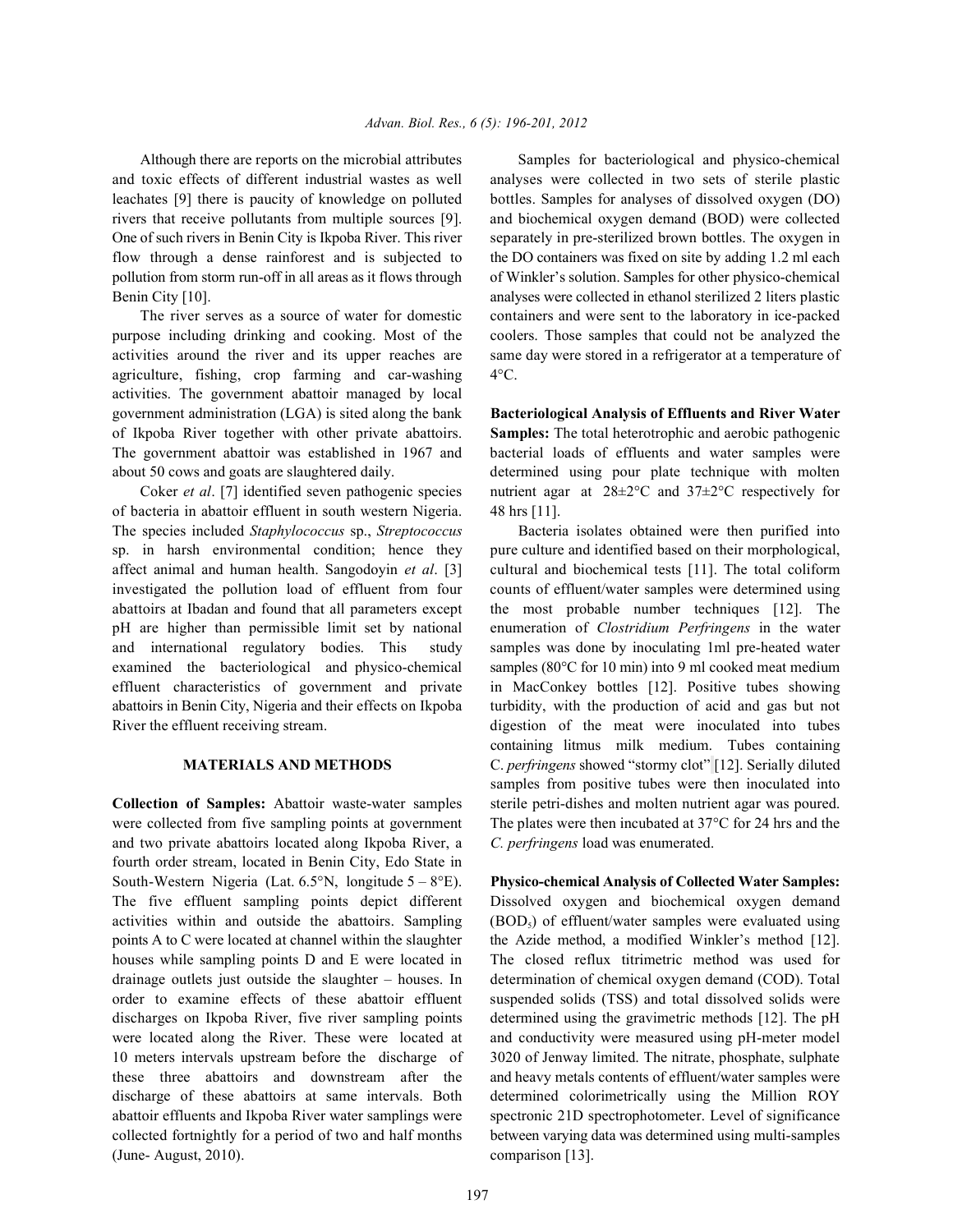Although there are reports on the microbial attributes and toxic effects of different industrial wastes as well leachates [9] there is paucity of knowledge on polluted rivers that receive pollutants from multiple sources [9]. One of such rivers in Benin City is Ikpoba River. This river flow through a dense rainforest and is subjected to pollution from storm run-off in all areas as it flows through Benin City [10].

The river serves as a source of water for domestic purpose including drinking and cooking. Most of the activities around the river and its upper reaches are agriculture, fishing, crop farming and car-washing activities. The government abattoir managed by local government administration (LGA) is sited along the bank of Ikpoba River together with other private abattoirs. The government abattoir was established in 1967 and about 50 cows and goats are slaughtered daily.

Coker *et al*. [7] identified seven pathogenic species of bacteria in abattoir effluent in south western Nigeria. The species included *Staphylococcus* sp., *Streptococcus* sp. in harsh environmental condition; hence they affect animal and human health. Sangodoyin *et al*. [3] investigated the pollution load of effluent from four abattoirs at Ibadan and found that all parameters except pH are higher than permissible limit set by national and international regulatory bodies. This study examined the bacteriological and physico-chemical effluent characteristics of government and private abattoirs in Benin City, Nigeria and their effects on Ikpoba River the effluent receiving stream.

## MATERIALS AND METHODS

**Collection of Samples:** Abattoir waste-water samples were collected from five sampling points at government and two private abattoirs located along Ikpoba River, a fourth order stream, located in Benin City, Edo State in South-Western Nigeria (Lat. 6.5°N, longitude 5 – 8°E). The five effluent sampling points depict different activities within and outside the abattoirs. Sampling points A to C were located at channel within the slaughter houses while sampling points D and E were located in drainage outlets just outside the slaughter – houses. In order to examine effects of these abattoir effluent discharges on Ikpoba River, five river sampling points were located along the River. These were located at 10 meters intervals upstream before the discharge of these three abattoirs and downstream after the discharge of these abattoirs at same intervals. Both abattoir effluents and Ikpoba River water samplings were collected fortnightly for a period of two and half months (June- August, 2010).

Samples for bacteriological and physico-chemical analyses were collected in two sets of sterile plastic bottles. Samples for analyses of dissolved oxygen (DO) and biochemical oxygen demand (BOD) were collected separately in pre-sterilized brown bottles. The oxygen in the DO containers was fixed on site by adding 1.2 ml each of Winkler's solution. Samples for other physico-chemical analyses were collected in ethanol sterilized 2 liters plastic containers and were sent to the laboratory in ice-packed coolers. Those samples that could not be analyzed the same day were stored in a refrigerator at a temperature of 4°C.

**Bacteriological Analysis of Effluents and River Water Samples:** The total heterotrophic and aerobic pathogenic bacterial loads of effluents and water samples were determined using pour plate technique with molten nutrient agar at 28±2°C and 37±2°C respectively for 48 hrs [11].

Bacteria isolates obtained were then purified into pure culture and identified based on their morphological, cultural and biochemical tests [11]. The total coliform counts of effluent/water samples were determined using the most probable number techniques [12]. The enumeration of *Clostridium Perfringens* in the water samples was done by inoculating 1ml pre-heated water samples (80°C for 10 min) into 9 ml cooked meat medium in MacConkey bottles [12]. Positive tubes showing turbidity, with the production of acid and gas but not digestion of the meat were inoculated into tubes containing litmus milk medium. Tubes containing *C. perfringens* showed "stormy clot" [12]. Serially diluted samples from positive tubes were then inoculated into sterile petri-dishes and molten nutrient agar was poured. The plates were then incubated at 37°C for 24 hrs and the *C. perfringens* load was enumerated.

**Physico-chemical Analysis of Collected Water Samples:** Dissolved oxygen and biochemical oxygen demand ($BOD_5$) of effluent/water samples were evaluated using the Azide method, a modified Winkler's method [12]. The closed reflux titrimetric method was used for determination of chemical oxygen demand (COD). Total suspended solids (TSS) and total dissolved solids were determined using the gravimetric methods [12]. The pH and conductivity were measured using pH-meter model 3020 of Jenway limited. The nitrate, phosphate, sulphate and heavy metals contents of effluent/water samples were determined colorimetrically using the Million ROY spectronic 21D spectrophotometer. Level of significance between varying data was determined using multi-samples comparison [13].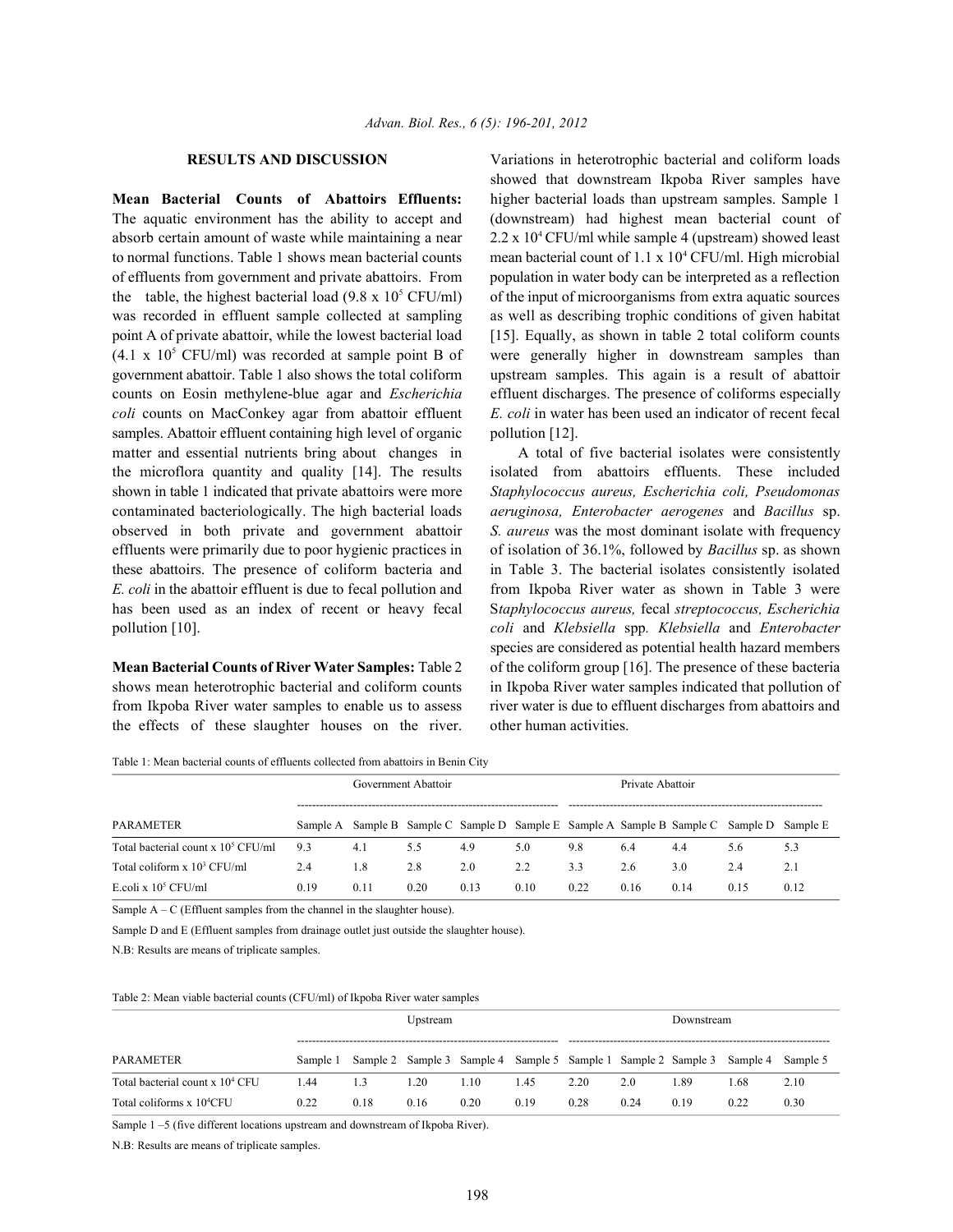## RESULTS AND DISCUSSION

**Mean Bacterial Counts of Abattoirs Effluents:** The aquatic environment has the ability to accept and absorb certain amount of waste while maintaining a near to normal functions. Table 1 shows mean bacterial counts of effluents from government and private abattoirs. From the table, the highest bacterial load ($9.8 \times 10^5$ CFU/ml) was recorded in effluent sample collected at sampling point A of private abattoir, while the lowest bacterial load ($4.1 \times 10^5$ CFU/ml) was recorded at sample point B of government abattoir. Table 1 also shows the total coliform counts on Eosin methylene-blue agar and *Escherichia coli* counts on MacConkey agar from abattoir effluent samples. Abattoir effluent containing high level of organic matter and essential nutrients bring about changes in the microflora quantity and quality [14]. The results shown in table 1 indicated that private abattoirs were more contaminated bacteriologically. The high bacterial loads observed in both private and government abattoir effluents were primarily due to poor hygienic practices in these abattoirs. The presence of coliform bacteria and *E. coli* in the abattoir effluent is due to fecal pollution and has been used as an index of recent or heavy fecal pollution [10].

**Mean Bacterial Counts of River Water Samples:** Table 2 shows mean heterotrophic bacterial and coliform counts from Ikpoba River water samples to enable us to assess the effects of these slaughter houses on the river. Variations in heterotrophic bacterial and coliform loads showed that downstream Ikpoba River samples have higher bacterial loads than upstream samples. Sample 1 (downstream) had highest mean bacterial count of $2.2 \times 10^4$ CFU/ml while sample 4 (upstream) showed least mean bacterial count of $1.1 \times 10^4$ CFU/ml. High microbial population in water body can be interpreted as a reflection of the input of microorganisms from extra aquatic sources as well as describing trophic conditions of given habitat [15]. Equally, as shown in table 2 total coliform counts were generally higher in downstream samples than upstream samples. This again is a result of abattoir effluent discharges. The presence of coliforms especially *E. coli* in water has been used an indicator of recent fecal pollution [12].

A total of five bacterial isolates were consistently isolated from abattoirs effluents. These included *Staphylococcus aureus, Escherichia coli, Pseudomonas aeruginosa, Enterobacter aerogenes* and *Bacillus* sp. *S. aureus* was the most dominant isolate with frequency of isolation of 36.1%, followed by *Bacillus* sp. as shown in Table 3. The bacterial isolates consistently isolated from Ikpoba River water as shown in Table 3 were S*taphylococcus aureus,* fecal *streptococcus, Escherichia coli* and *Klebsiella* spp. *Klebsiella* and *Enterobacter* species are considered as potential health hazard members of the coliform group [16]. The presence of these bacteria in Ikpoba River water samples indicated that pollution of river water is due to effluent discharges from abattoirs and other human activities.

Table 1: Mean bacterial counts of effluents collected from abattoirs in Benin City

| | Government Abattoir | | | | | Private Abattoir | | | | |
|---|---|---|---|---|---|---|---|---|---|---|
| PARAMETER | Sample A | Sample B | Sample C | Sample D | Sample E | Sample A | Sample B | Sample C | Sample D | Sample E |
| Total bacterial count x $10^5$ CFU/ml | 9.3 | 4.1 | 5.5 | 4.9 | 5.0 | 9.8 | 6.4 | 4.4 | 5.6 | 5.3 |
| Total coliform x $10^3$ CFU/ml | 2.4 | 1.8 | 2.8 | 2.0 | 2.2 | 3.3 | 2.6 | 3.0 | 2.4 | 2.1 |
| E.coli x $10^5$ CFU/ml | 0.19 | 0.11 | 0.20 | 0.13 | 0.10 | 0.22 | 0.16 | 0.14 | 0.15 | 0.12 |

Sample A – C (Effluent samples from the channel in the slaughter house).

Sample D and E (Effluent samples from drainage outlet just outside the slaughter house).

N.B: Results are means of triplicate samples.

Table 2: Mean viable bacterial counts (CFU/ml) of Ikpoba River water samples

| | Upstream | | | | | Downstream | | | | |
|---|---|---|---|---|---|---|---|---|---|---|
| PARAMETER | Sample 1 | Sample 2 | Sample 3 | Sample 4 | Sample 5 | Sample 1 | Sample 2 | Sample 3 | Sample 4 | Sample 5 |
| Total bacterial count x $10^4$ CFU | 1.44 | 1.3 | 1.20 | 1.10 | 1.45 | 2.20 | 2.0 | 1.89 | 1.68 | 2.10 |
| Total coliforms x $10^4$CFU | 0.22 | 0.18 | 0.16 | 0.20 | 0.19 | 0.28 | 0.24 | 0.19 | 0.22 | 0.30 |

Sample 1 –5 (five different locations upstream and downstream of Ikpoba River).

N.B: Results are means of triplicate samples.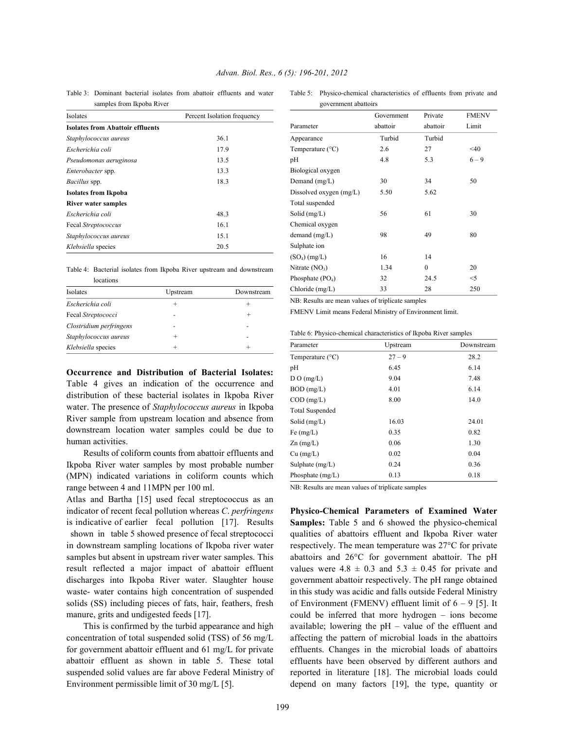Table 3: Dominant bacterial isolates from abattoir effluents and water samples from Ikpoba River

| Isolates | Percent Isolation frequency |
|---|---|
| **Isolates from Abattoir effluents** | |
| *Staphylococcus aureus* | 36.1 |
| *Escherichia coli* | 17.9 |
| *Pseudomonas aeruginosa* | 13.5 |
| *Enterobacter* spp. | 13.3 |
| *Bacillus* spp. | 18.3 |
| **Isolates from Ikpoba River water samples** | |
| *Escherichia coli* | 48.3 |
| Fecal *Streptococcus* | 16.1 |
| *Staphylococcus aureus* | 15.1 |
| *Klebsiella* species | 20.5 |

Table 4: Bacterial isolates from Ikpoba River upstream and downstream locations

| Isolates | Upstream | Downstream |
|---|---|---|
| *Escherichia coli* | + | + |
| Fecal *Streptococci* | - | + |
| *Clostridium perfringens* | - | - |
| *Staphylococcus aureus* | + | - |
| *Klebsiella* species | + | + |

**Occurrence and Distribution of Bacterial Isolates:** Table 4 gives an indication of the occurrence and distribution of these bacterial isolates in Ikpoba River water. The presence of *Staphylococcus aureus* in Ikpoba River sample from upstream location and absence from downstream location water samples could be due to human activities.

Results of coliform counts from abattoir effluents and Ikpoba River water samples by most probable number (MPN) indicated variations in coliform counts which range between 4 and 11MPN per 100 ml.

Atlas and Bartha [15] used fecal streptococcus as an indicator of recent fecal pollution whereas *C. perfringens* is indicative of earlier fecal pollution [17]. Results shown in table 5 showed presence of fecal streptococci in downstream sampling locations of Ikpoba river water samples but absent in upstream river water samples. This result reflected a major impact of abattoir effluent discharges into Ikpoba River water. Slaughter house waste- water contains high concentration of suspended solids (SS) including pieces of fats, hair, feathers, fresh manure, grits and undigested feeds [17].

This is confirmed by the turbid appearance and high concentration of total suspended solid (TSS) of 56 mg/L for government abattoir effluent and 61 mg/L for private abattoir effluent as shown in table 5. These total suspended solid values are far above Federal Ministry of Environment permissible limit of 30 mg/L [5].

Table 5: Physico-chemical characteristics of effluents from private and government abattoirs

| Parameter | Government abattoir | Private abattoir | FMENV Limit |
|---|---|---|---|
| Appearance | Turbid | Turbid | |
| Temperature (°C) | 2.6 | 27 | <40 |
| pH | 4.8 | 5.3 | 6 – 9 |
| Biological oxygen Demand (mg/L) | 30 | 34 | 50 |
| Dissolved oxygen (mg/L) | 5.50 | 5.62 | |
| Total suspended Solid (mg/L) | 56 | 61 | 30 |
| Chemical oxygen demand (mg/L) | 98 | 49 | 80 |
| Sulphate ion ($SO_4$) (mg/L) | 16 | 14 | |
| Nitrate ($NO_3$) | 1.34 | 0 | 20 |
| Phosphate ($PO_4$) | 32 | 24.5 | <5 |
| Chloride (mg/L) | 33 | 28 | 250 |

NB: Results are mean values of triplicate samples

FMENV Limit means Federal Ministry of Environment limit.

Table 6: Physico-chemical characteristics of Ikpoba River samples

| Parameter | Upstream | Downstream |
|---|---|---|
| Temperature (°C) | 27 – 9 | 28.2 |
| pH | 6.45 | 6.14 |
| D O (mg/L) | 9.04 | 7.48 |
| BOD (mg/L) | 4.01 | 6.14 |
| COD (mg/L) | 8.00 | 14.0 |
| Total Suspended Solid (mg/L) | 16.03 | 24.01 |
| Fe (mg/L) | 0.35 | 0.82 |
| Zn (mg/L) | 0.06 | 1.30 |
| Cu (mg/L) | 0.02 | 0.04 |
| Sulphate (mg/L) | 0.24 | 0.36 |
| Phosphate (mg/L) | 0.13 | 0.18 |

NB: Results are mean values of triplicate samples

**Physico-Chemical Parameters of Examined Water Samples:** Table 5 and 6 showed the physico-chemical qualities of abattoirs effluent and Ikpoba River water respectively. The mean temperature was 27°C for private abattoirs and 26°C for government abattoir. The pH values were 4.8 ± 0.3 and 5.3 ± 0.45 for private and government abattoir respectively. The pH range obtained in this study was acidic and falls outside Federal Ministry of Environment (FMENV) effluent limit of 6 – 9 [5]. It could be inferred that more hydrogen – ions become available; lowering the pH – value of the effluent and affecting the pattern of microbial loads in the abattoirs effluents. Changes in the microbial loads of abattoirs effluents have been observed by different authors and reported in literature [18]. The microbial loads could depend on many factors [19], the type, quantity or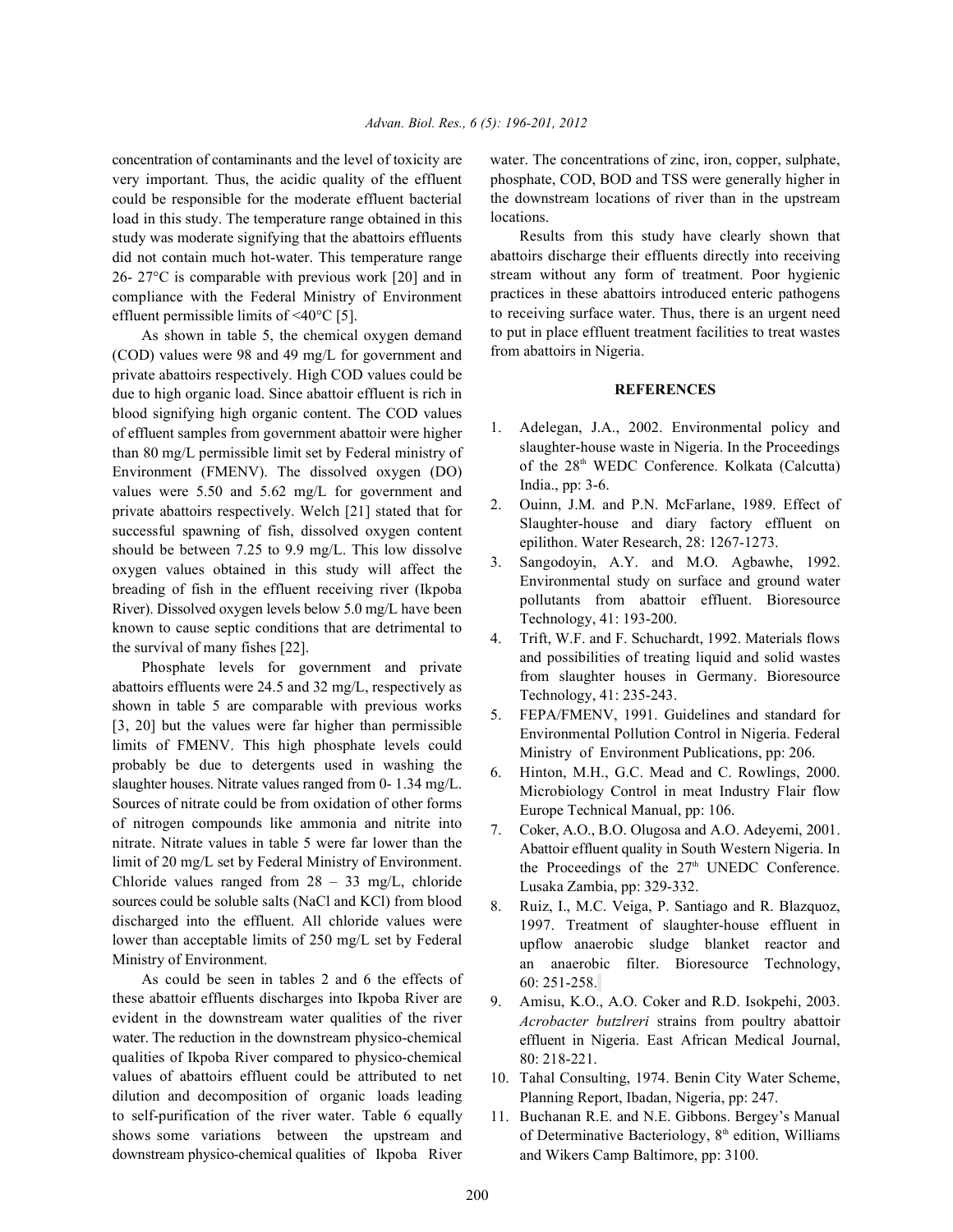concentration of contaminants and the level of toxicity are very important. Thus, the acidic quality of the effluent could be responsible for the moderate effluent bacterial load in this study. The temperature range obtained in this study was moderate signifying that the abattoirs effluents did not contain much hot-water. This temperature range 26- 27°C is comparable with previous work [20] and in compliance with the Federal Ministry of Environment effluent permissible limits of <40°C [5].

As shown in table 5, the chemical oxygen demand (COD) values were 98 and 49 mg/L for government and private abattoirs respectively. High COD values could be due to high organic load. Since abattoir effluent is rich in blood signifying high organic content. The COD values of effluent samples from government abattoir were higher than 80 mg/L permissible limit set by Federal ministry of Environment (FMENV). The dissolved oxygen (DO) values were 5.50 and 5.62 mg/L for government and private abattoirs respectively. Welch [21] stated that for successful spawning of fish, dissolved oxygen content should be between 7.25 to 9.9 mg/L. This low dissolve oxygen values obtained in this study will affect the breading of fish in the effluent receiving river (Ikpoba River). Dissolved oxygen levels below 5.0 mg/L have been known to cause septic conditions that are detrimental to the survival of many fishes [22].

Phosphate levels for government and private abattoirs effluents were 24.5 and 32 mg/L, respectively as shown in table 5 are comparable with previous works [3, 20] but the values were far higher than permissible limits of FMENV. This high phosphate levels could probably be due to detergents used in washing the slaughter houses. Nitrate values ranged from 0- 1.34 mg/L. Sources of nitrate could be from oxidation of other forms of nitrogen compounds like ammonia and nitrite into nitrate. Nitrate values in table 5 were far lower than the limit of 20 mg/L set by Federal Ministry of Environment. Chloride values ranged from 28 – 33 mg/L, chloride sources could be soluble salts (NaCl and KCl) from blood discharged into the effluent. All chloride values were lower than acceptable limits of 250 mg/L set by Federal Ministry of Environment.

As could be seen in tables 2 and 6 the effects of these abattoir effluents discharges into Ikpoba River are evident in the downstream water qualities of the river water. The reduction in the downstream physico-chemical qualities of Ikpoba River compared to physico-chemical values of abattoirs effluent could be attributed to net dilution and decomposition of organic loads leading to self-purification of the river water. Table 6 equally shows some variations between the upstream and downstream physico-chemical qualities of Ikpoba River water. The concentrations of zinc, iron, copper, sulphate, phosphate, COD, BOD and TSS were generally higher in the downstream locations of river than in the upstream locations.

Results from this study have clearly shown that abattoirs discharge their effluents directly into receiving stream without any form of treatment. Poor hygienic practices in these abattoirs introduced enteric pathogens to receiving surface water. Thus, there is an urgent need to put in place effluent treatment facilities to treat wastes from abattoirs in Nigeria.

## REFERENCES

1. Adelegan, J.A., 2002. Environmental policy and slaughter-house waste in Nigeria. In the Proceedings of the 28th WEDC Conference. Kolkata (Calcutta) India., pp: 3-6.
2. Ouinn, J.M. and P.N. McFarlane, 1989. Effect of Slaughter-house and diary factory effluent on epilithon. Water Research, 28: 1267-1273.
3. Sangodoyin, A.Y. and M.O. Agbawhe, 1992. Environmental study on surface and ground water pollutants from abattoir effluent. Bioresource Technology, 41: 193-200.
4. Trift, W.F. and F. Schuchardt, 1992. Materials flows and possibilities of treating liquid and solid wastes from slaughter houses in Germany. Bioresource Technology, 41: 235-243.
5. FEPA/FMENV, 1991. Guidelines and standard for Environmental Pollution Control in Nigeria. Federal Ministry of Environment Publications, pp: 206.
6. Hinton, M.H., G.C. Mead and C. Rowlings, 2000. Microbiology Control in meat Industry Flair flow Europe Technical Manual, pp: 106.
7. Coker, A.O., B.O. Olugosa and A.O. Adeyemi, 2001. Abattoir effluent quality in South Western Nigeria. In the Proceedings of the 27th UNEDC Conference. Lusaka Zambia, pp: 329-332.
8. Ruiz, I., M.C. Veiga, P. Santiago and R. Blazquoz, 1997. Treatment of slaughter-house effluent in upflow anaerobic sludge blanket reactor and an anaerobic filter. Bioresource Technology, 60: 251-258.
9. Amisu, K.O., A.O. Coker and R.D. Isokpehi, 2003. *Acrobacter butzlreri* strains from poultry abattoir effluent in Nigeria. East African Medical Journal, 80: 218-221.
10. Tahal Consulting, 1974. Benin City Water Scheme, Planning Report, Ibadan, Nigeria, pp: 247.
11. Buchanan R.E. and N.E. Gibbons. Bergey's Manual of Determinative Bacteriology, 8th edition, Williams and Wikers Camp Baltimore, pp: 3100.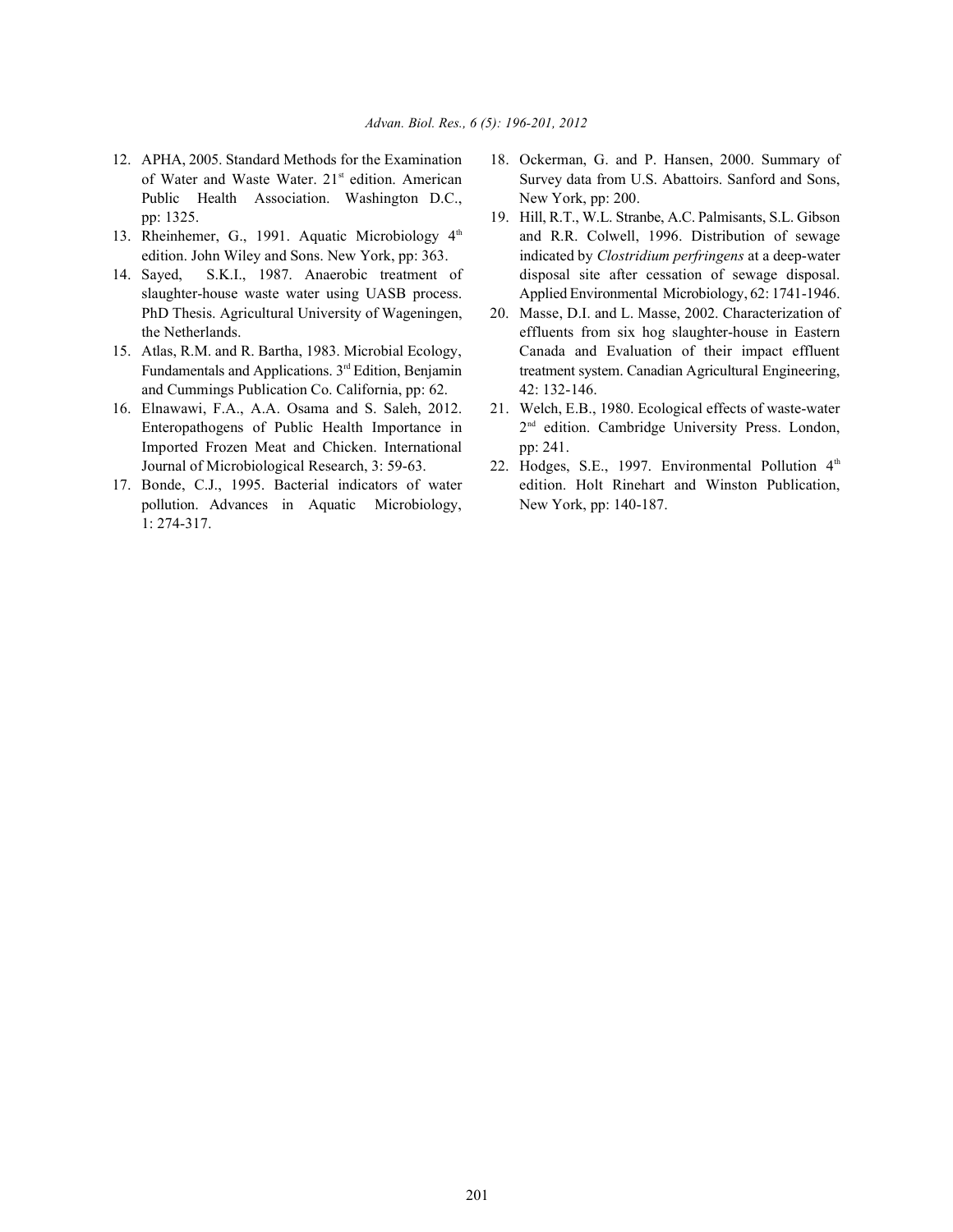12. APHA, 2005. Standard Methods for the Examination of Water and Waste Water. 21st edition. American Public Health Association. Washington D.C., pp: 1325.
13. Rheinhemer, G., 1991. Aquatic Microbiology 4th edition. John Wiley and Sons. New York, pp: 363.
14. Sayed, S.K.I., 1987. Anaerobic treatment of slaughter-house waste water using UASB process. PhD Thesis. Agricultural University of Wageningen, the Netherlands.
15. Atlas, R.M. and R. Bartha, 1983. Microbial Ecology, Fundamentals and Applications. 3rd Edition, Benjamin and Cummings Publication Co. California, pp: 62.
16. Elnawawi, F.A., A.A. Osama and S. Saleh, 2012. Enteropathogens of Public Health Importance in Imported Frozen Meat and Chicken. International Journal of Microbiological Research, 3: 59-63.
17. Bonde, C.J., 1995. Bacterial indicators of water pollution. Advances in Aquatic Microbiology, 1: 274-317.
18. Ockerman, G. and P. Hansen, 2000. Summary of Survey data from U.S. Abattoirs. Sanford and Sons, New York, pp: 200.
19. Hill, R.T., W.L. Stranbe, A.C. Palmisants, S.L. Gibson and R.R. Colwell, 1996. Distribution of sewage indicated by *Clostridium perfringens* at a deep-water disposal site after cessation of sewage disposal. Applied Environmental Microbiology, 62: 1741-1946.
20. Masse, D.I. and L. Masse, 2002. Characterization of effluents from six hog slaughter-house in Eastern Canada and Evaluation of their impact effluent treatment system. Canadian Agricultural Engineering, 42: 132-146.
21. Welch, E.B., 1980. Ecological effects of waste-water 2nd edition. Cambridge University Press. London, pp: 241.
22. Hodges, S.E., 1997. Environmental Pollution 4th edition. Holt Rinehart and Winston Publication, New York, pp: 140-187.